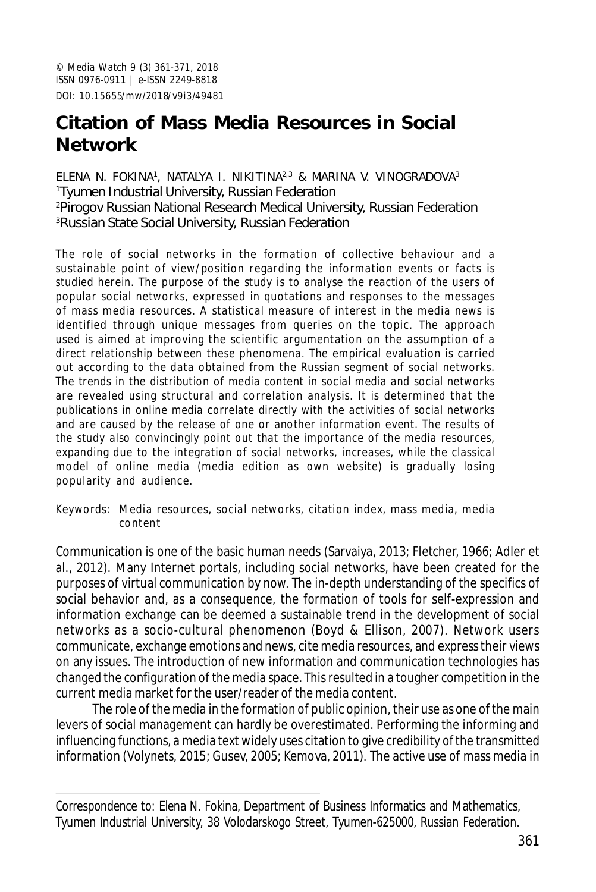© Media Watch 9 (3) 361-371, 2018
ISSN 0976-0911 | e-ISSN 2249-8818
DOI: 10.15655/mw/2018/v9i3/49481

# Citation of Mass Media Resources in Social Network

ELENA N. FOKINA[1], NATALYA I. NIKITINA[2,3] & MARINA V. VINOGRADOVA[3]
[1]Tyumen Industrial University, Russian Federation
[2]Pirogov Russian National Research Medical University, Russian Federation
[3]Russian State Social University, Russian Federation

The role of social networks in the formation of collective behaviour and a sustainable point of view/position regarding the information events or facts is studied herein. The purpose of the study is to analyse the reaction of the users of popular social networks, expressed in quotations and responses to the messages of mass media resources. A statistical measure of interest in the media news is identified through unique messages from queries on the topic. The approach used is aimed at improving the scientific argumentation on the assumption of a direct relationship between these phenomena. The empirical evaluation is carried out according to the data obtained from the Russian segment of social networks. The trends in the distribution of media content in social media and social networks are revealed using structural and correlation analysis. It is determined that the publications in online media correlate directly with the activities of social networks and are caused by the release of one or another information event. The results of the study also convincingly point out that the importance of the media resources, expanding due to the integration of social networks, increases, while the classical model of online media (media edition as own website) is gradually losing popularity and audience.

Keywords: Media resources, social networks, citation index, mass media, media content

Communication is one of the basic human needs (Sarvaiya, 2013; Fletcher, 1966; Adler et al., 2012). Many Internet portals, including social networks, have been created for the purposes of virtual communication by now. The in-depth understanding of the specifics of social behavior and, as a consequence, the formation of tools for self-expression and information exchange can be deemed a sustainable trend in the development of social networks as a socio-cultural phenomenon (Boyd & Ellison, 2007). Network users communicate, exchange emotions and news, cite media resources, and express their views on any issues. The introduction of new information and communication technologies has changed the configuration of the media space. This resulted in a tougher competition in the current media market for the user/reader of the media content.

The role of the media in the formation of public opinion, their use as one of the main levers of social management can hardly be overestimated. Performing the informing and influencing functions, a media text widely uses citation to give credibility of the transmitted information (Volynets, 2015; Gusev, 2005; Kemova, 2011). The active use of mass media in

Correspondence to: Elena N. Fokina, Department of Business Informatics and Mathematics, Tyumen Industrial University, 38 Volodarskogo Street, Tyumen-625000, Russian Federation.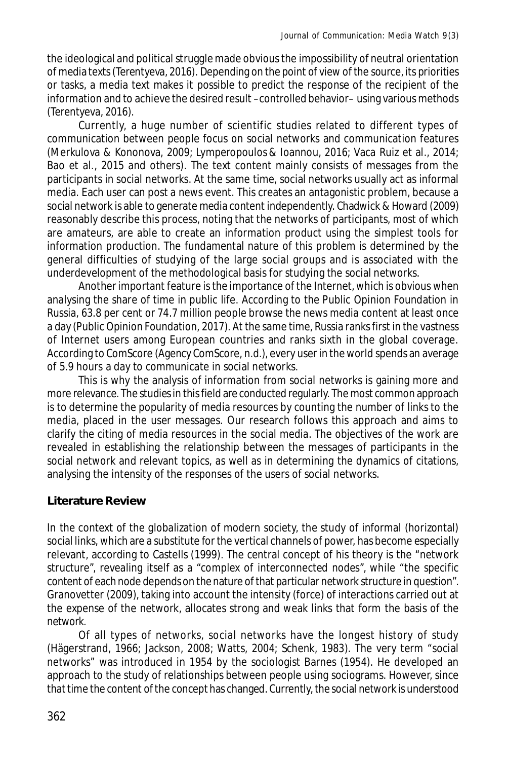the ideological and political struggle made obvious the impossibility of neutral orientation of media texts (Terentyeva, 2016). Depending on the point of view of the source, its priorities or tasks, a media text makes it possible to predict the response of the recipient of the information and to achieve the desired result –controlled behavior– using various methods (Terentyeva, 2016).

Currently, a huge number of scientific studies related to different types of communication between people focus on social networks and communication features (Merkulova & Kononova, 2009; Lymperopoulos & Ioannou, 2016; Vaca Ruiz et al., 2014; Bao et al., 2015 and others). The text content mainly consists of messages from the participants in social networks. At the same time, social networks usually act as informal media. Each user can post a news event. This creates an antagonistic problem, because a social network is able to generate media content independently. Chadwick & Howard (2009) reasonably describe this process, noting that the networks of participants, most of which are amateurs, are able to create an information product using the simplest tools for information production. The fundamental nature of this problem is determined by the general difficulties of studying of the large social groups and is associated with the underdevelopment of the methodological basis for studying the social networks.

Another important feature is the importance of the Internet, which is obvious when analysing the share of time in public life. According to the Public Opinion Foundation in Russia, 63.8 per cent or 74.7 million people browse the news media content at least once a day (Public Opinion Foundation, 2017). At the same time, Russia ranks first in the vastness of Internet users among European countries and ranks sixth in the global coverage. According to ComScore (Agency ComScore, n.d.), every user in the world spends an average of 5.9 hours a day to communicate in social networks.

This is why the analysis of information from social networks is gaining more and more relevance. The studies in this field are conducted regularly. The most common approach is to determine the popularity of media resources by counting the number of links to the media, placed in the user messages. Our research follows this approach and aims to clarify the citing of media resources in the social media. The objectives of the work are revealed in establishing the relationship between the messages of participants in the social network and relevant topics, as well as in determining the dynamics of citations, analysing the intensity of the responses of the users of social networks.

## Literature Review

In the context of the globalization of modern society, the study of informal (horizontal) social links, which are a substitute for the vertical channels of power, has become especially relevant, according to Castells (1999). The central concept of his theory is the "network structure", revealing itself as a "complex of interconnected nodes", while "the specific content of each node depends on the nature of that particular network structure in question". Granovetter (2009), taking into account the intensity (force) of interactions carried out at the expense of the network, allocates strong and weak links that form the basis of the network.

Of all types of networks, social networks have the longest history of study (Hägerstrand, 1966; Jackson, 2008; Watts, 2004; Schenk, 1983). The very term "social networks" was introduced in 1954 by the sociologist Barnes (1954). He developed an approach to the study of relationships between people using sociograms. However, since that time the content of the concept has changed. Currently, the social network is understood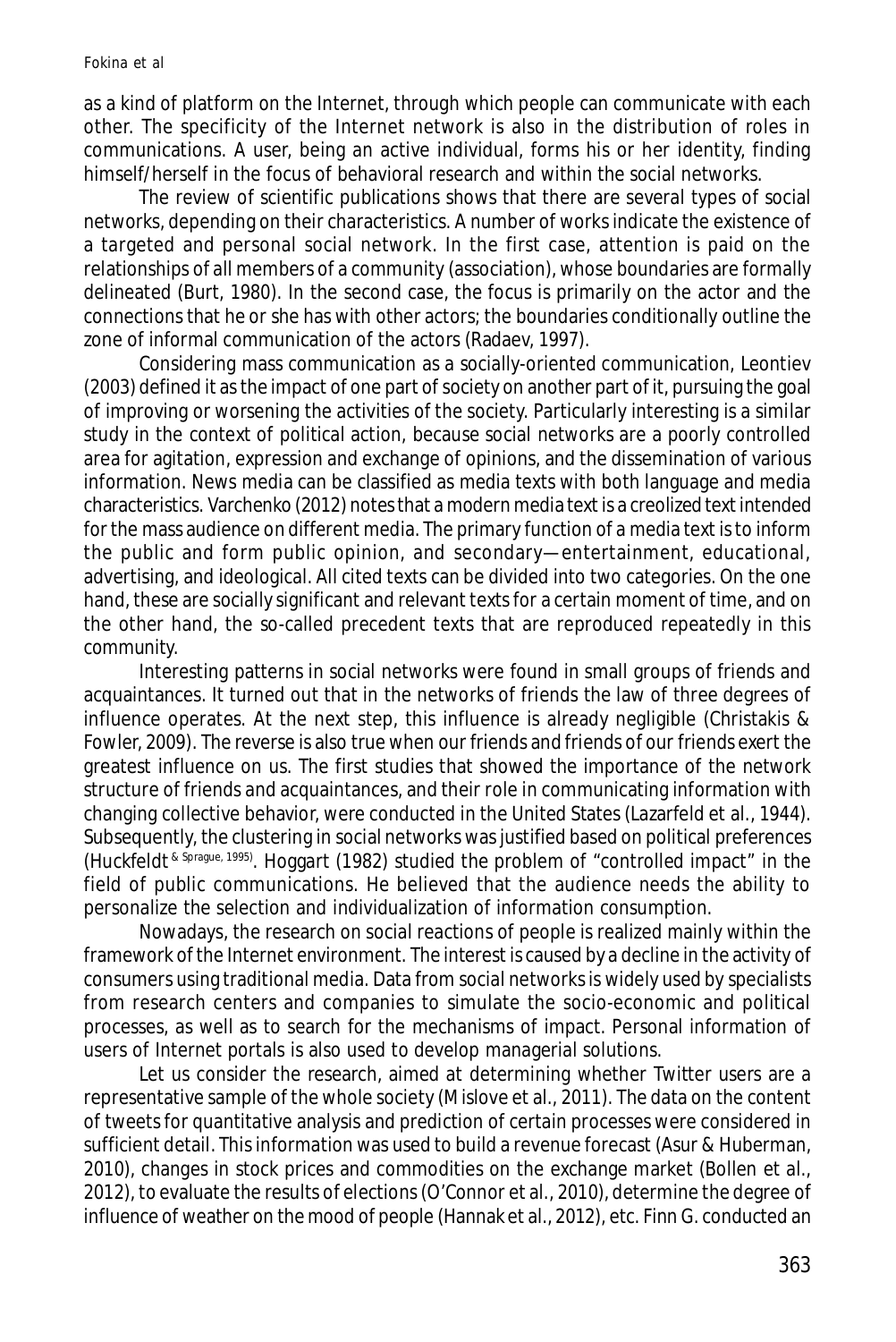as a kind of platform on the Internet, through which people can communicate with each other. The specificity of the Internet network is also in the distribution of roles in communications. A user, being an active individual, forms his or her identity, finding himself/herself in the focus of behavioral research and within the social networks.

The review of scientific publications shows that there are several types of social networks, depending on their characteristics. A number of works indicate the existence of a targeted and personal social network. In the first case, attention is paid on the relationships of all members of a community (association), whose boundaries are formally delineated (Burt, 1980). In the second case, the focus is primarily on the actor and the connections that he or she has with other actors; the boundaries conditionally outline the zone of informal communication of the actors (Radaev, 1997).

Considering mass communication as a socially-oriented communication, Leontiev (2003) defined it as the impact of one part of society on another part of it, pursuing the goal of improving or worsening the activities of the society. Particularly interesting is a similar study in the context of political action, because social networks are a poorly controlled area for agitation, expression and exchange of opinions, and the dissemination of various information. News media can be classified as media texts with both language and media characteristics. Varchenko (2012) notes that a modern media text is a creolized text intended for the mass audience on different media. The primary function of a media text is to inform the public and form public opinion, and secondary—entertainment, educational, advertising, and ideological. All cited texts can be divided into two categories. On the one hand, these are socially significant and relevant texts for a certain moment of time, and on the other hand, the so-called precedent texts that are reproduced repeatedly in this community.

Interesting patterns in social networks were found in small groups of friends and acquaintances. It turned out that in the networks of friends the law of three degrees of influence operates. At the next step, this influence is already negligible (Christakis & Fowler, 2009). The reverse is also true when our friends and friends of our friends exert the greatest influence on us. The first studies that showed the importance of the network structure of friends and acquaintances, and their role in communicating information with changing collective behavior, were conducted in the United States (Lazarfeld et al., 1944). Subsequently, the clustering in social networks was justified based on political preferences (Huckfeldt & Sprague, 1995). Hoggart (1982) studied the problem of "controlled impact" in the field of public communications. He believed that the audience needs the ability to personalize the selection and individualization of information consumption.

Nowadays, the research on social reactions of people is realized mainly within the framework of the Internet environment. The interest is caused by a decline in the activity of consumers using traditional media. Data from social networks is widely used by specialists from research centers and companies to simulate the socio-economic and political processes, as well as to search for the mechanisms of impact. Personal information of users of Internet portals is also used to develop managerial solutions.

Let us consider the research, aimed at determining whether Twitter users are a representative sample of the whole society (Mislove et al., 2011). The data on the content of tweets for quantitative analysis and prediction of certain processes were considered in sufficient detail. This information was used to build a revenue forecast (Asur & Huberman, 2010), changes in stock prices and commodities on the exchange market (Bollen et al., 2012), to evaluate the results of elections (O'Connor et al., 2010), determine the degree of influence of weather on the mood of people (Hannak et al., 2012), etc. Finn G. conducted an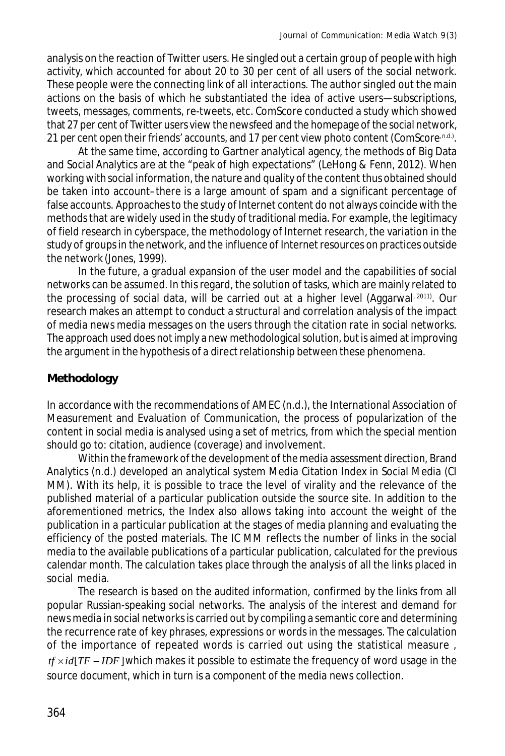analysis on the reaction of Twitter users. He singled out a certain group of people with high activity, which accounted for about 20 to 30 per cent of all users of the social network. These people were the connecting link of all interactions. The author singled out the main actions on the basis of which he substantiated the idea of active users—subscriptions, tweets, messages, comments, re-tweets, etc. ComScore conducted a study which showed that 27 per cent of Twitter users view the newsfeed and the homepage of the social network, 21 per cent open their friends' accounts, and 17 per cent view photo content (ComScore, n.d.).

At the same time, according to Gartner analytical agency, the methods of Big Data and Social Analytics are at the "peak of high expectations" (LeHong & Fenn, 2012). When working with social information, the nature and quality of the content thus obtained should be taken into account–there is a large amount of spam and a significant percentage of false accounts. Approaches to the study of Internet content do not always coincide with the methods that are widely used in the study of traditional media. For example, the legitimacy of field research in cyberspace, the methodology of Internet research, the variation in the study of groups in the network, and the influence of Internet resources on practices outside the network (Jones, 1999).

In the future, a gradual expansion of the user model and the capabilities of social networks can be assumed. In this regard, the solution of tasks, which are mainly related to the processing of social data, will be carried out at a higher level (Aggarwal, 2011). Our research makes an attempt to conduct a structural and correlation analysis of the impact of media news media messages on the users through the citation rate in social networks. The approach used does not imply a new methodological solution, but is aimed at improving the argument in the hypothesis of a direct relationship between these phenomena.

## Methodology

In accordance with the recommendations of AMEC (n.d.), the International Association of Measurement and Evaluation of Communication, the process of popularization of the content in social media is analysed using a set of metrics, from which the special mention should go to: citation, audience (coverage) and involvement.

Within the framework of the development of the media assessment direction, Brand Analytics (n.d.) developed an analytical system Media Citation Index in Social Media (CI MM). With its help, it is possible to trace the level of virality and the relevance of the published material of a particular publication outside the source site. In addition to the aforementioned metrics, the Index also allows taking into account the weight of the publication in a particular publication at the stages of media planning and evaluating the efficiency of the posted materials. The IC MM reflects the number of links in the social media to the available publications of a particular publication, calculated for the previous calendar month. The calculation takes place through the analysis of all the links placed in social media.

The research is based on the audited information, confirmed by the links from all popular Russian-speaking social networks. The analysis of the interest and demand for news media in social networks is carried out by compiling a semantic core and determining the recurrence rate of key phrases, expressions or words in the messages. The calculation of the importance of repeated words is carried out using the statistical measure , $tf \times id[TF - IDF]$ which makes it possible to estimate the frequency of word usage in the source document, which in turn is a component of the media news collection.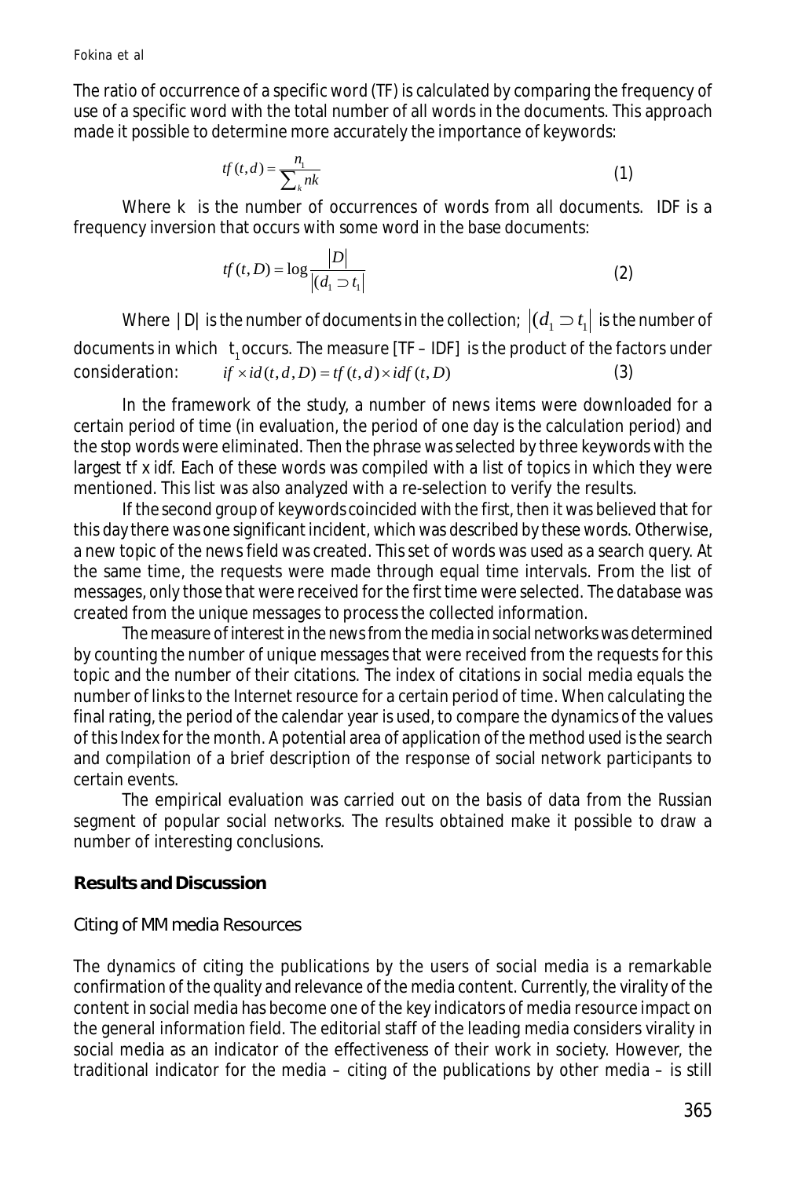The ratio of occurrence of a specific word (TF) is calculated by comparing the frequency of use of a specific word with the total number of all words in the documents. This approach made it possible to determine more accurately the importance of keywords:

$$tf(t,d) = \frac{n_1}{\sum_k nk} \tag{1}$$

Where k is the number of occurrences of words from all documents. IDF is a frequency inversion that occurs with some word in the base documents:

$$tf(t,D) = \log \frac{|D|}{|(d_1 \supset t_1|} \tag{2}$$

Where |D| is the number of documents in the collection; $|(d_1 \supset t_1|$ is the number of documents in which $t_1$ occurs. The measure [TF – IDF] is the product of the factors under consideration: $if \times id(t,d,D) = tf(t,d) \times idf(t,D)$ (3)

In the framework of the study, a number of news items were downloaded for a certain period of time (in evaluation, the period of one day is the calculation period) and the stop words were eliminated. Then the phrase was selected by three keywords with the largest tf x idf. Each of these words was compiled with a list of topics in which they were mentioned. This list was also analyzed with a re-selection to verify the results.

If the second group of keywords coincided with the first, then it was believed that for this day there was one significant incident, which was described by these words. Otherwise, a new topic of the news field was created. This set of words was used as a search query. At the same time, the requests were made through equal time intervals. From the list of messages, only those that were received for the first time were selected. The database was created from the unique messages to process the collected information.

The measure of interest in the news from the media in social networks was determined by counting the number of unique messages that were received from the requests for this topic and the number of their citations. The index of citations in social media equals the number of links to the Internet resource for a certain period of time. When calculating the final rating, the period of the calendar year is used, to compare the dynamics of the values of this Index for the month. A potential area of application of the method used is the search and compilation of a brief description of the response of social network participants to certain events.

The empirical evaluation was carried out on the basis of data from the Russian segment of popular social networks. The results obtained make it possible to draw a number of interesting conclusions.

## Results and Discussion

### Citing of MM media Resources

The dynamics of citing the publications by the users of social media is a remarkable confirmation of the quality and relevance of the media content. Currently, the virality of the content in social media has become one of the key indicators of media resource impact on the general information field. The editorial staff of the leading media considers virality in social media as an indicator of the effectiveness of their work in society. However, the traditional indicator for the media – citing of the publications by other media – is still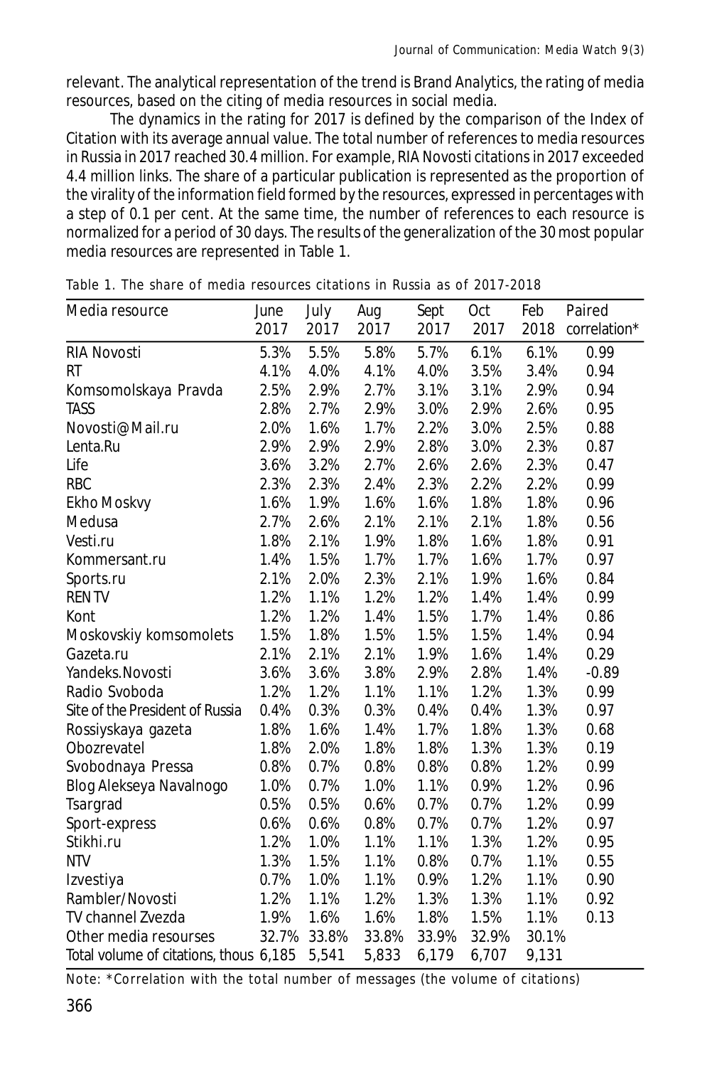relevant. The analytical representation of the trend is Brand Analytics, the rating of media resources, based on the citing of media resources in social media.

The dynamics in the rating for 2017 is defined by the comparison of the Index of Citation with its average annual value. The total number of references to media resources in Russia in 2017 reached 30.4 million. For example, RIA Novosti citations in 2017 exceeded 4.4 million links. The share of a particular publication is represented as the proportion of the virality of the information field formed by the resources, expressed in percentages with a step of 0.1 per cent. At the same time, the number of references to each resource is normalized for a period of 30 days. The results of the generalization of the 30 most popular media resources are represented in Table 1.

Table 1. The share of media resources citations in Russia as of 2017-2018

| Media resource | June 2017 | July 2017 | Aug 2017 | Sept 2017 | Oct 2017 | Feb 2018 | Paired correlation* |
|---|---|---|---|---|---|---|---|
| RIA Novosti | 5.3% | 5.5% | 5.8% | 5.7% | 6.1% | 6.1% | 0.99 |
| RT | 4.1% | 4.0% | 4.1% | 4.0% | 3.5% | 3.4% | 0.94 |
| Komsomolskaya Pravda | 2.5% | 2.9% | 2.7% | 3.1% | 3.1% | 2.9% | 0.94 |
| TASS | 2.8% | 2.7% | 2.9% | 3.0% | 2.9% | 2.6% | 0.95 |
| Novosti@Mail.ru | 2.0% | 1.6% | 1.7% | 2.2% | 3.0% | 2.5% | 0.88 |
| Lenta.Ru | 2.9% | 2.9% | 2.9% | 2.8% | 3.0% | 2.3% | 0.87 |
| Life | 3.6% | 3.2% | 2.7% | 2.6% | 2.6% | 2.3% | 0.47 |
| RBC | 2.3% | 2.3% | 2.4% | 2.3% | 2.2% | 2.2% | 0.99 |
| Ekho Moskvy | 1.6% | 1.9% | 1.6% | 1.6% | 1.8% | 1.8% | 0.96 |
| Medusa | 2.7% | 2.6% | 2.1% | 2.1% | 2.1% | 1.8% | 0.56 |
| Vesti.ru | 1.8% | 2.1% | 1.9% | 1.8% | 1.6% | 1.8% | 0.91 |
| Kommersant.ru | 1.4% | 1.5% | 1.7% | 1.7% | 1.6% | 1.7% | 0.97 |
| Sports.ru | 2.1% | 2.0% | 2.3% | 2.1% | 1.9% | 1.6% | 0.84 |
| REN TV | 1.2% | 1.1% | 1.2% | 1.2% | 1.4% | 1.4% | 0.99 |
| Kont | 1.2% | 1.2% | 1.4% | 1.5% | 1.7% | 1.4% | 0.86 |
| Moskovskiy komsomolets | 1.5% | 1.8% | 1.5% | 1.5% | 1.5% | 1.4% | 0.94 |
| Gazeta.ru | 2.1% | 2.1% | 2.1% | 1.9% | 1.6% | 1.4% | 0.29 |
| Yandeks.Novosti | 3.6% | 3.6% | 3.8% | 2.9% | 2.8% | 1.4% | -0.89 |
| Radio Svoboda | 1.2% | 1.2% | 1.1% | 1.1% | 1.2% | 1.3% | 0.99 |
| Site of the President of Russia | 0.4% | 0.3% | 0.3% | 0.4% | 0.4% | 1.3% | 0.97 |
| Rossiyskaya gazeta | 1.8% | 1.6% | 1.4% | 1.7% | 1.8% | 1.3% | 0.68 |
| Obozrevatel | 1.8% | 2.0% | 1.8% | 1.8% | 1.3% | 1.3% | 0.19 |
| Svobodnaya Pressa | 0.8% | 0.7% | 0.8% | 0.8% | 0.8% | 1.2% | 0.99 |
| Blog Alekseya Navalnogo | 1.0% | 0.7% | 1.0% | 1.1% | 0.9% | 1.2% | 0.96 |
| Tsargrad | 0.5% | 0.5% | 0.6% | 0.7% | 0.7% | 1.2% | 0.99 |
| Sport-express | 0.6% | 0.6% | 0.8% | 0.7% | 0.7% | 1.2% | 0.97 |
| Stikhi.ru | 1.2% | 1.0% | 1.1% | 1.1% | 1.3% | 1.2% | 0.95 |
| NTV | 1.3% | 1.5% | 1.1% | 0.8% | 0.7% | 1.1% | 0.55 |
| Izvestiya | 0.7% | 1.0% | 1.1% | 0.9% | 1.2% | 1.1% | 0.90 |
| Rambler/Novosti | 1.2% | 1.1% | 1.2% | 1.3% | 1.3% | 1.1% | 0.92 |
| TV channel Zvezda | 1.9% | 1.6% | 1.6% | 1.8% | 1.5% | 1.1% | 0.13 |
| Other media resourses | 32.7% | 33.8% | 33.8% | 33.9% | 32.9% | 30.1% | |
| Total volume of citations, thous | 6,185 | 5,541 | 5,833 | 6,179 | 6,707 | 9,131 | |

Note: *Correlation with the total number of messages (the volume of citations)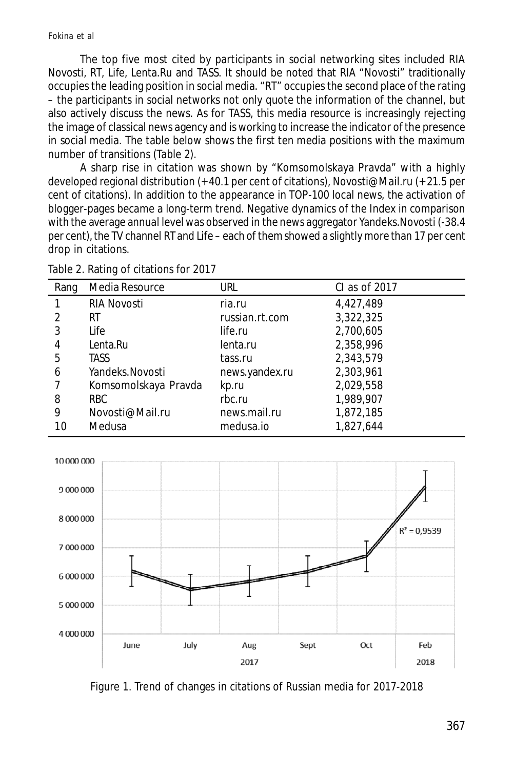The top five most cited by participants in social networking sites included RIA Novosti, RT, Life, Lenta.Ru and TASS. It should be noted that RIA "Novosti" traditionally occupies the leading position in social media. "RT" occupies the second place of the rating – the participants in social networks not only quote the information of the channel, but also actively discuss the news. As for TASS, this media resource is increasingly rejecting the image of classical news agency and is working to increase the indicator of the presence in social media. The table below shows the first ten media positions with the maximum number of transitions (Table 2).

A sharp rise in citation was shown by "Komsomolskaya Pravda" with a highly developed regional distribution (+40.1 per cent of citations), Novosti@Mail.ru (+21.5 per cent of citations). In addition to the appearance in TOP-100 local news, the activation of blogger-pages became a long-term trend. Negative dynamics of the Index in comparison with the average annual level was observed in the news aggregator Yandeks.Novosti (-38.4 per cent), the TV channel RT and Life – each of them showed a slightly more than 17 per cent drop in citations.

Table 2. Rating of citations for 2017

| Rang | Media Resource | URL | CI as of 2017 |
|---|---|---|---|
| 1 | RIA Novosti | ria.ru | 4,427,489 |
| 2 | RT | russian.rt.com | 3,322,325 |
| 3 | Life | life.ru | 2,700,605 |
| 4 | Lenta.Ru | lenta.ru | 2,358,996 |
| 5 | TASS | tass.ru | 2,343,579 |
| 6 | Yandeks.Novosti | news.yandex.ru | 2,303,961 |
| 7 | Komsomolskaya Pravda | kp.ru | 2,029,558 |
| 8 | RBC | rbc.ru | 1,989,907 |
| 9 | Novosti@Mail.ru | news.mail.ru | 1,872,185 |
| 10 | Medusa | medusa.io | 1,827,644 |

10 000 000
9 000 000
8 000 000
7 000 000
6 000 000
5 000 000
4 000 000

$R^2 = 0,9539$

June
July
Aug
Sept
Oct
Feb
2017
2018

Figure 1. Trend of changes in citations of Russian media for 2017-2018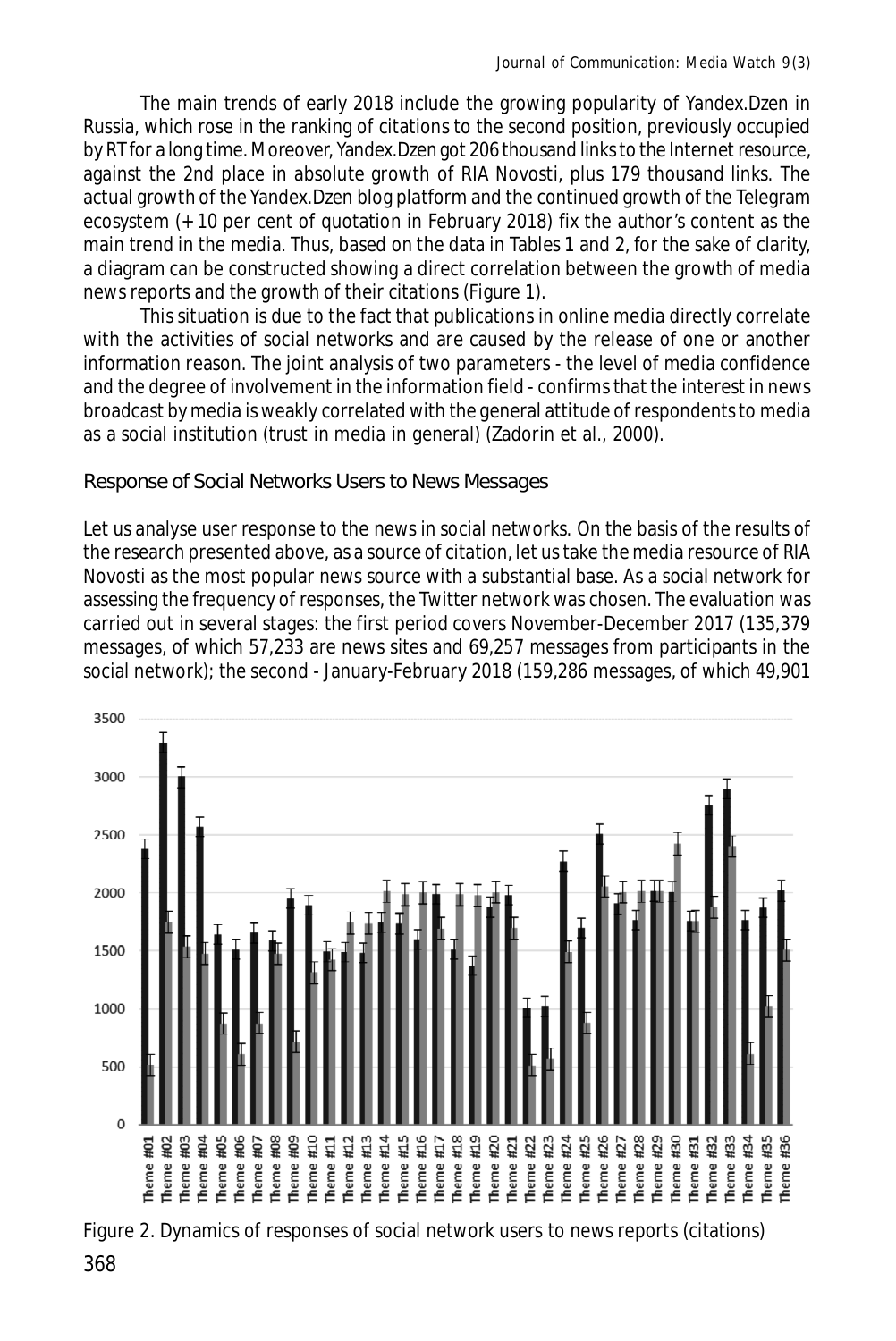The main trends of early 2018 include the growing popularity of Yandex.Dzen in Russia, which rose in the ranking of citations to the second position, previously occupied by RT for a long time. Moreover, Yandex.Dzen got 206 thousand links to the Internet resource, against the 2nd place in absolute growth of RIA Novosti, plus 179 thousand links. The actual growth of the Yandex.Dzen blog platform and the continued growth of the Telegram ecosystem (+10 per cent of quotation in February 2018) fix the author's content as the main trend in the media. Thus, based on the data in Tables 1 and 2, for the sake of clarity, a diagram can be constructed showing a direct correlation between the growth of media news reports and the growth of their citations (Figure 1).

This situation is due to the fact that publications in online media directly correlate with the activities of social networks and are caused by the release of one or another information reason. The joint analysis of two parameters - the level of media confidence and the degree of involvement in the information field - confirms that the interest in news broadcast by media is weakly correlated with the general attitude of respondents to media as a social institution (trust in media in general) (Zadorin et al., 2000).

## Response of Social Networks Users to News Messages

Let us analyse user response to the news in social networks. On the basis of the results of the research presented above, as a source of citation, let us take the media resource of RIA Novosti as the most popular news source with a substantial base. As a social network for assessing the frequency of responses, the Twitter network was chosen. The evaluation was carried out in several stages: the first period covers November-December 2017 (135,379 messages, of which 57,233 are news sites and 69,257 messages from participants in the social network); the second - January-February 2018 (159,286 messages, of which 49,901

3500
3000
2500
2000
1500
1000
500
0

Theme #01, Theme #02, Theme #03, Theme #04, Theme #05, Theme #06, Theme #07, Theme #08, Theme #09, Theme #10, Theme #11, Theme #12, Theme #13, Theme #14, Theme #15, Theme #16, Theme #17, Theme #18, Theme #19, Theme #20, Theme #21, Theme #22, Theme #23, Theme #24, Theme #25, Theme #26, Theme #27, Theme #28, Theme #29, Theme #30, Theme #31, Theme #32, Theme #33, Theme #34, Theme #35, Theme #36

Figure 2. Dynamics of responses of social network users to news reports (citations)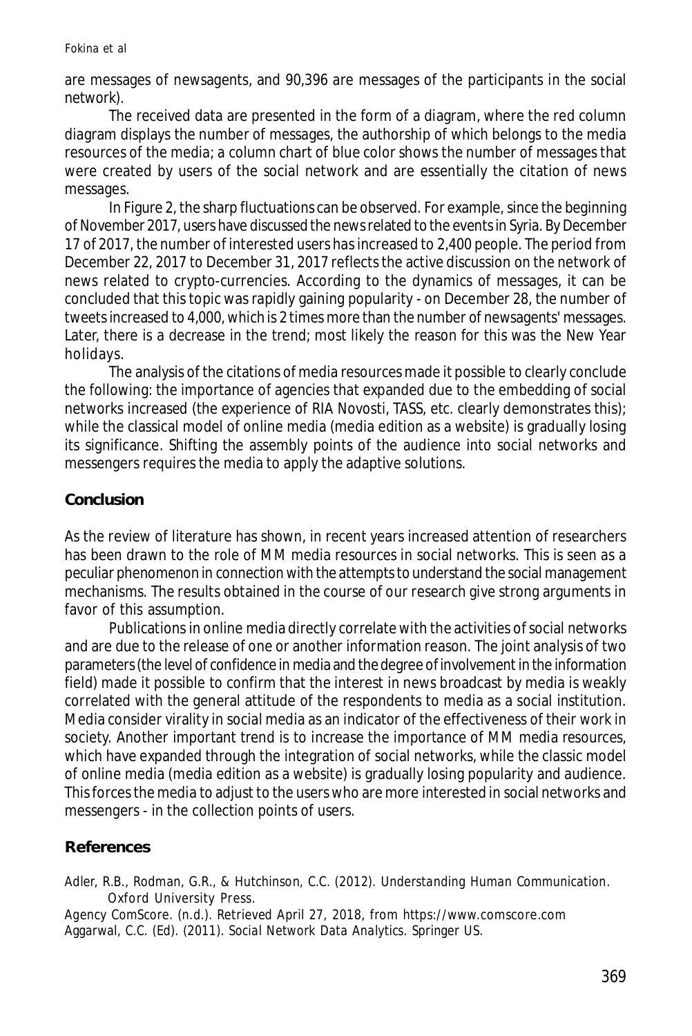are messages of newsagents, and 90,396 are messages of the participants in the social network).

The received data are presented in the form of a diagram, where the red column diagram displays the number of messages, the authorship of which belongs to the media resources of the media; a column chart of blue color shows the number of messages that were created by users of the social network and are essentially the citation of news messages.

In Figure 2, the sharp fluctuations can be observed. For example, since the beginning of November 2017, users have discussed the news related to the events in Syria. By December 17 of 2017, the number of interested users has increased to 2,400 people. The period from December 22, 2017 to December 31, 2017 reflects the active discussion on the network of news related to crypto-currencies. According to the dynamics of messages, it can be concluded that this topic was rapidly gaining popularity - on December 28, the number of tweets increased to 4,000, which is 2 times more than the number of newsagents' messages. Later, there is a decrease in the trend; most likely the reason for this was the New Year holidays.

The analysis of the citations of media resources made it possible to clearly conclude the following: the importance of agencies that expanded due to the embedding of social networks increased (the experience of RIA Novosti, TASS, etc. clearly demonstrates this); while the classical model of online media (media edition as a website) is gradually losing its significance. Shifting the assembly points of the audience into social networks and messengers requires the media to apply the adaptive solutions.

## Conclusion

As the review of literature has shown, in recent years increased attention of researchers has been drawn to the role of MM media resources in social networks. This is seen as a peculiar phenomenon in connection with the attempts to understand the social management mechanisms. The results obtained in the course of our research give strong arguments in favor of this assumption.

Publications in online media directly correlate with the activities of social networks and are due to the release of one or another information reason. The joint analysis of two parameters (the level of confidence in media and the degree of involvement in the information field) made it possible to confirm that the interest in news broadcast by media is weakly correlated with the general attitude of the respondents to media as a social institution. Media consider virality in social media as an indicator of the effectiveness of their work in society. Another important trend is to increase the importance of MM media resources, which have expanded through the integration of social networks, while the classic model of online media (media edition as a website) is gradually losing popularity and audience. This forces the media to adjust to the users who are more interested in social networks and messengers - in the collection points of users.

## References

Adler, R.B., Rodman, G.R., & Hutchinson, C.C. (2012). *Understanding Human Communication*. Oxford University Press.

Agency ComScore. (n.d.). Retrieved April 27, 2018, from https://www.comscore.com

Aggarwal, C.C. (Ed). (2011). *Social Network Data Analytics*. Springer US.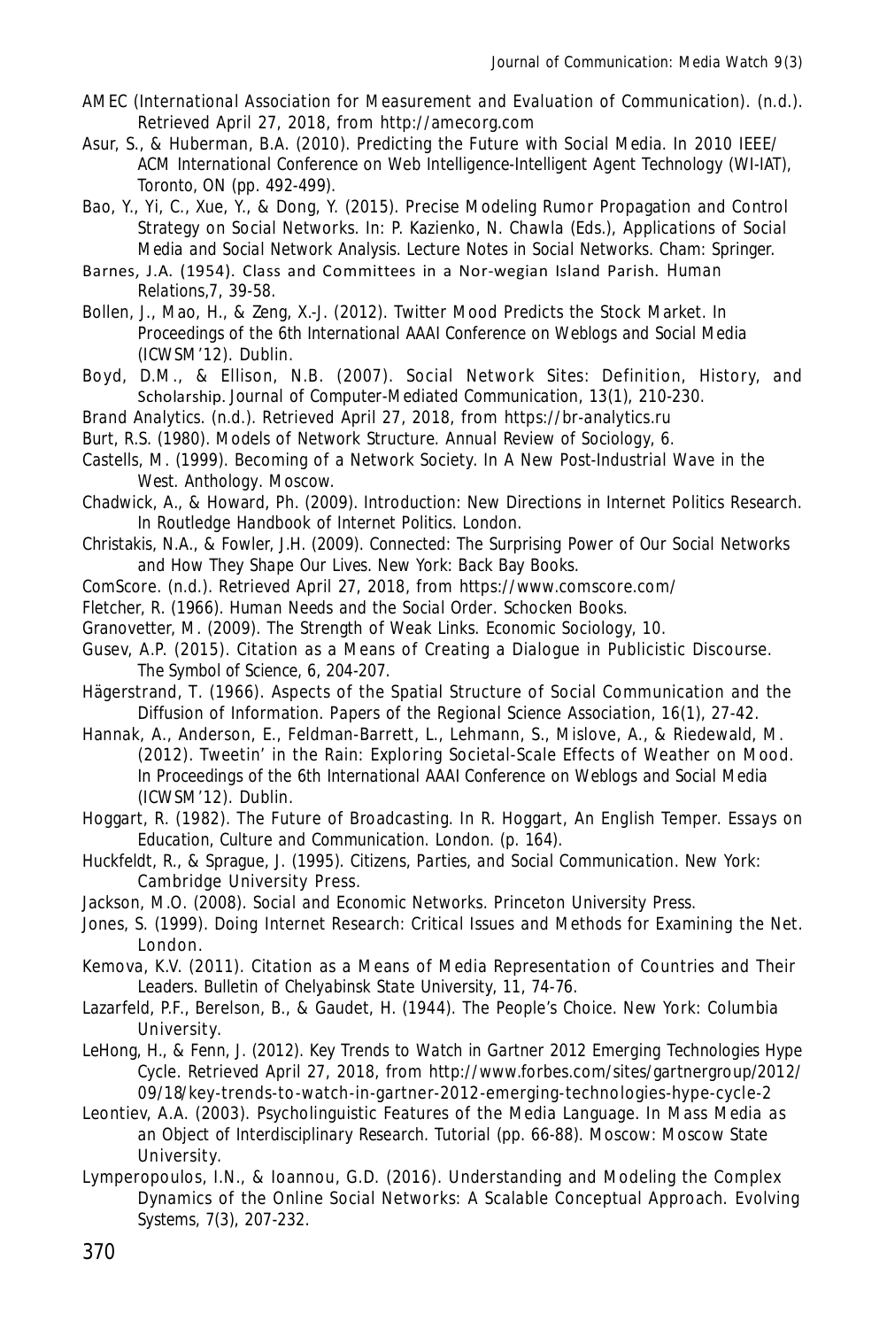AMEC (International Association for Measurement and Evaluation of Communication). (n.d.). Retrieved April 27, 2018, from http://amecorg.com

Asur, S., & Huberman, B.A. (2010). Predicting the Future with Social Media. In 2010 IEEE/ACM International Conference on Web Intelligence-Intelligent Agent Technology (WI-IAT), Toronto, ON (pp. 492-499).

Bao, Y., Yi, C., Xue, Y., & Dong, Y. (2015). Precise Modeling Rumor Propagation and Control Strategy on Social Networks. In: P. Kazienko, N. Chawla (Eds.), Applications of Social Media and Social Network Analysis. Lecture Notes in Social Networks. Cham: Springer.

Barnes, J.A. (1954). Class and Committees in a Nor-wegian Island Parish. Human Relations,7, 39-58.

Bollen, J., Mao, H., & Zeng, X.-J. (2012). Twitter Mood Predicts the Stock Market. In Proceedings of the 6th International AAAI Conference on Weblogs and Social Media (ICWSM'12). Dublin.

Boyd, D.M., & Ellison, N.B. (2007). Social Network Sites: Definition, History, and Scholarship. Journal of Computer-Mediated Communication, 13(1), 210-230.

Brand Analytics. (n.d.). Retrieved April 27, 2018, from https://br-analytics.ru

Burt, R.S. (1980). Models of Network Structure. Annual Review of Sociology, 6.

Castells, M. (1999). Becoming of a Network Society. In A New Post-Industrial Wave in the West. Anthology. Moscow.

Chadwick, A., & Howard, Ph. (2009). Introduction: New Directions in Internet Politics Research. In Routledge Handbook of Internet Politics. London.

Christakis, N.A., & Fowler, J.H. (2009). Connected: The Surprising Power of Our Social Networks and How They Shape Our Lives. New York: Back Bay Books.

ComScore. (n.d.). Retrieved April 27, 2018, from https://www.comscore.com/

Fletcher, R. (1966). Human Needs and the Social Order. Schocken Books.

Granovetter, M. (2009). The Strength of Weak Links. Economic Sociology, 10.

Gusev, A.P. (2015). Citation as a Means of Creating a Dialogue in Publicistic Discourse. The Symbol of Science, 6, 204-207.

Hägerstrand, T. (1966). Aspects of the Spatial Structure of Social Communication and the Diffusion of Information. Papers of the Regional Science Association, 16(1), 27-42.

Hannak, A., Anderson, E., Feldman-Barrett, L., Lehmann, S., Mislove, A., & Riedewald, M. (2012). Tweetin' in the Rain: Exploring Societal-Scale Effects of Weather on Mood. In Proceedings of the 6th International AAAI Conference on Weblogs and Social Media (ICWSM'12). Dublin.

Hoggart, R. (1982). The Future of Broadcasting. In R. Hoggart, An English Temper. Essays on Education, Culture and Communication. London. (p. 164).

Huckfeldt, R., & Sprague, J. (1995). Citizens, Parties, and Social Communication. New York: Cambridge University Press.

Jackson, M.O. (2008). Social and Economic Networks. Princeton University Press.

Jones, S. (1999). Doing Internet Research: Critical Issues and Methods for Examining the Net. London.

Kemova, K.V. (2011). Citation as a Means of Media Representation of Countries and Their Leaders. Bulletin of Chelyabinsk State University, 11, 74-76.

Lazarfeld, P.F., Berelson, B., & Gaudet, H. (1944). The People's Choice. New York: Columbia University.

LeHong, H., & Fenn, J. (2012). Key Trends to Watch in Gartner 2012 Emerging Technologies Hype Cycle. Retrieved April 27, 2018, from http://www.forbes.com/sites/gartnergroup/2012/09/18/key-trends-to-watch-in-gartner-2012-emerging-technologies-hype-cycle-2

Leontiev, A.A. (2003). Psycholinguistic Features of the Media Language. In Mass Media as an Object of Interdisciplinary Research. Tutorial (pp. 66-88). Moscow: Moscow State University.

Lymperopoulos, I.N., & Ioannou, G.D. (2016). Understanding and Modeling the Complex Dynamics of the Online Social Networks: A Scalable Conceptual Approach. Evolving Systems, 7(3), 207-232.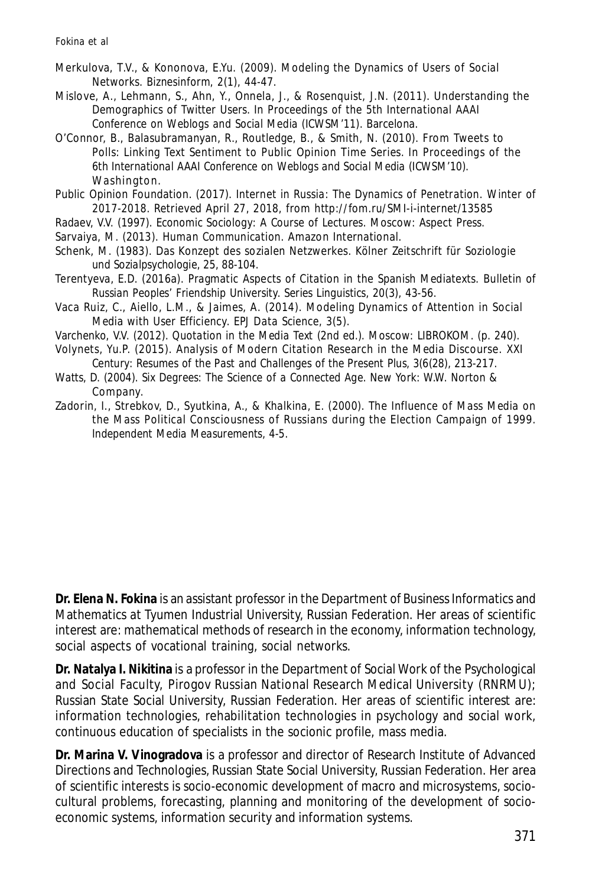Merkulova, T.V., & Kononova, E.Yu. (2009). Modeling the Dynamics of Users of Social Networks. Biznesinform, 2(1), 44-47.

Mislove, A., Lehmann, S., Ahn, Y., Onnela, J., & Rosenquist, J.N. (2011). Understanding the Demographics of Twitter Users. In Proceedings of the 5th International AAAI Conference on Weblogs and Social Media (ICWSM'11). Barcelona.

O'Connor, B., Balasubramanyan, R., Routledge, B., & Smith, N. (2010). From Tweets to Polls: Linking Text Sentiment to Public Opinion Time Series. In Proceedings of the 6th International AAAI Conference on Weblogs and Social Media (ICWSM'10). Washington.

Public Opinion Foundation. (2017). Internet in Russia: The Dynamics of Penetration. Winter of 2017-2018. Retrieved April 27, 2018, from http://fom.ru/SMI-i-internet/13585

Radaev, V.V. (1997). Economic Sociology: A Course of Lectures. Moscow: Aspect Press.

Sarvaiya, M. (2013). Human Communication. Amazon International.

Schenk, M. (1983). Das Konzept des sozialen Netzwerkes. Kölner Zeitschrift für Soziologie und Sozialpsychologie, 25, 88-104.

Terentyeva, E.D. (2016a). Pragmatic Aspects of Citation in the Spanish Mediatexts. Bulletin of Russian Peoples' Friendship University. Series Linguistics, 20(3), 43-56.

Vaca Ruiz, C., Aiello, L.M., & Jaimes, A. (2014). Modeling Dynamics of Attention in Social Media with User Efficiency. EPJ Data Science, 3(5).

Varchenko, V.V. (2012). Quotation in the Media Text (2nd ed.). Moscow: LIBROKOM. (p. 240).

Volynets, Yu.P. (2015). Analysis of Modern Citation Research in the Media Discourse. XXI Century: Resumes of the Past and Challenges of the Present Plus, 3(6(28), 213-217.

Watts, D. (2004). Six Degrees: The Science of a Connected Age. New York: W.W. Norton & Company.

Zadorin, I., Strebkov, D., Syutkina, A., & Khalkina, E. (2000). The Influence of Mass Media on the Mass Political Consciousness of Russians during the Election Campaign of 1999. Independent Media Measurements, 4-5.

**Dr. Elena N. Fokina** is an assistant professor in the Department of Business Informatics and Mathematics at Tyumen Industrial University, Russian Federation. Her areas of scientific interest are: mathematical methods of research in the economy, information technology, social aspects of vocational training, social networks.

**Dr. Natalya I. Nikitina** is a professor in the Department of Social Work of the Psychological and Social Faculty, Pirogov Russian National Research Medical University (RNRMU); Russian State Social University, Russian Federation. Her areas of scientific interest are: information technologies, rehabilitation technologies in psychology and social work, continuous education of specialists in the socionic profile, mass media.

**Dr. Marina V. Vinogradova** is a professor and director of Research Institute of Advanced Directions and Technologies, Russian State Social University, Russian Federation. Her area of scientific interests is socio-economic development of macro and microsystems, socio-cultural problems, forecasting, planning and monitoring of the development of socio-economic systems, information security and information systems.